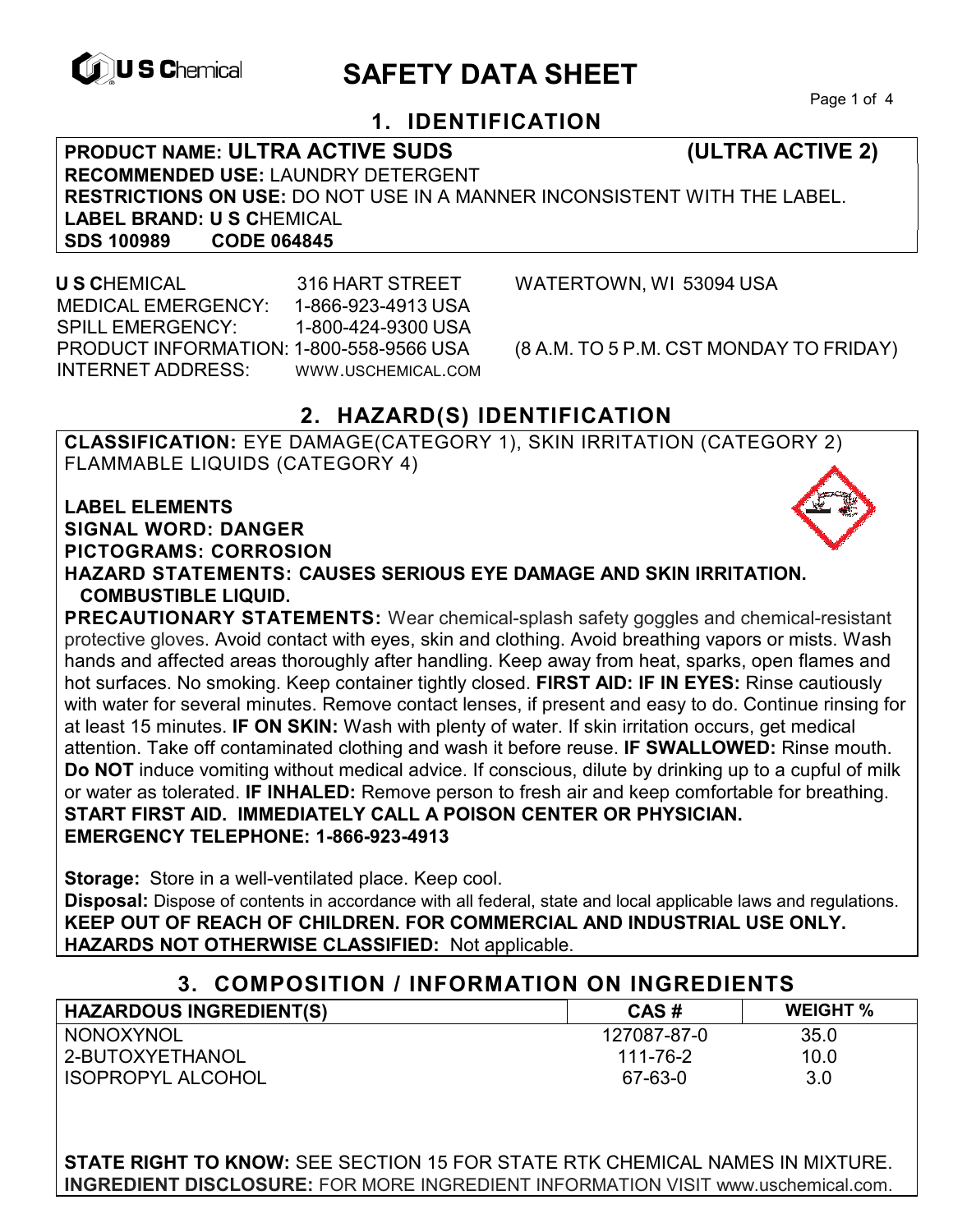U S Chemical

# SAFETY DATA SHEET

## 1. IDENTIFICATION

**PRODUCT NAME: ULTRA ACTIVE SUDS (ULTRA ACTIVE 2)**
**RECOMMENDED USE:** LAUNDRY DETERGENT
**RESTRICTIONS ON USE:** DO NOT USE IN A MANNER INCONSISTENT WITH THE LABEL.
**LABEL BRAND: U S C**HEMICAL
**SDS 100989 CODE 064845**

**U S C**HEMICAL 316 HART STREET WATERTOWN, WI 53094 USA
MEDICAL EMERGENCY: 1-866-923-4913 USA
SPILL EMERGENCY: 1-800-424-9300 USA
PRODUCT INFORMATION: 1-800-558-9566 USA (8 A.M. TO 5 P.M. CST MONDAY TO FRIDAY)
INTERNET ADDRESS: WWW.USCHEMICAL.COM

## 2. HAZARD(S) IDENTIFICATION

**CLASSIFICATION:** EYE DAMAGE(CATEGORY 1), SKIN IRRITATION (CATEGORY 2) FLAMMABLE LIQUIDS (CATEGORY 4)

**LABEL ELEMENTS**
**SIGNAL WORD: DANGER**
**PICTOGRAMS: CORROSION**
**HAZARD STATEMENTS: CAUSES SERIOUS EYE DAMAGE AND SKIN IRRITATION. COMBUSTIBLE LIQUID.**
**PRECAUTIONARY STATEMENTS:** Wear chemical-splash safety goggles and chemical-resistant protective gloves. Avoid contact with eyes, skin and clothing. Avoid breathing vapors or mists. Wash hands and affected areas thoroughly after handling. Keep away from heat, sparks, open flames and hot surfaces. No smoking. Keep container tightly closed. **FIRST AID: IF IN EYES:** Rinse cautiously with water for several minutes. Remove contact lenses, if present and easy to do. Continue rinsing for at least 15 minutes. **IF ON SKIN:** Wash with plenty of water. If skin irritation occurs, get medical attention. Take off contaminated clothing and wash it before reuse. **IF SWALLOWED:** Rinse mouth. **Do NOT** induce vomiting without medical advice. If conscious, dilute by drinking up to a cupful of milk or water as tolerated. **IF INHALED:** Remove person to fresh air and keep comfortable for breathing. **START FIRST AID. IMMEDIATELY CALL A POISON CENTER OR PHYSICIAN.**
**EMERGENCY TELEPHONE: 1-866-923-4913**

**Storage:** Store in a well-ventilated place. Keep cool.
**Disposal:** Dispose of contents in accordance with all federal, state and local applicable laws and regulations.
**KEEP OUT OF REACH OF CHILDREN. FOR COMMERCIAL AND INDUSTRIAL USE ONLY.**
**HAZARDS NOT OTHERWISE CLASSIFIED:** Not applicable.

## 3. COMPOSITION / INFORMATION ON INGREDIENTS

| HAZARDOUS INGREDIENT(S) | CAS # | WEIGHT % |
|---|---|---|
| NONOXYNOL | 127087-87-0 | 35.0 |
| 2-BUTOXYETHANOL | 111-76-2 | 10.0 |
| ISOPROPYL ALCOHOL | 67-63-0 | 3.0 |

**STATE RIGHT TO KNOW:** SEE SECTION 15 FOR STATE RTK CHEMICAL NAMES IN MIXTURE.
**INGREDIENT DISCLOSURE:** FOR MORE INGREDIENT INFORMATION VISIT www.uschemical.com.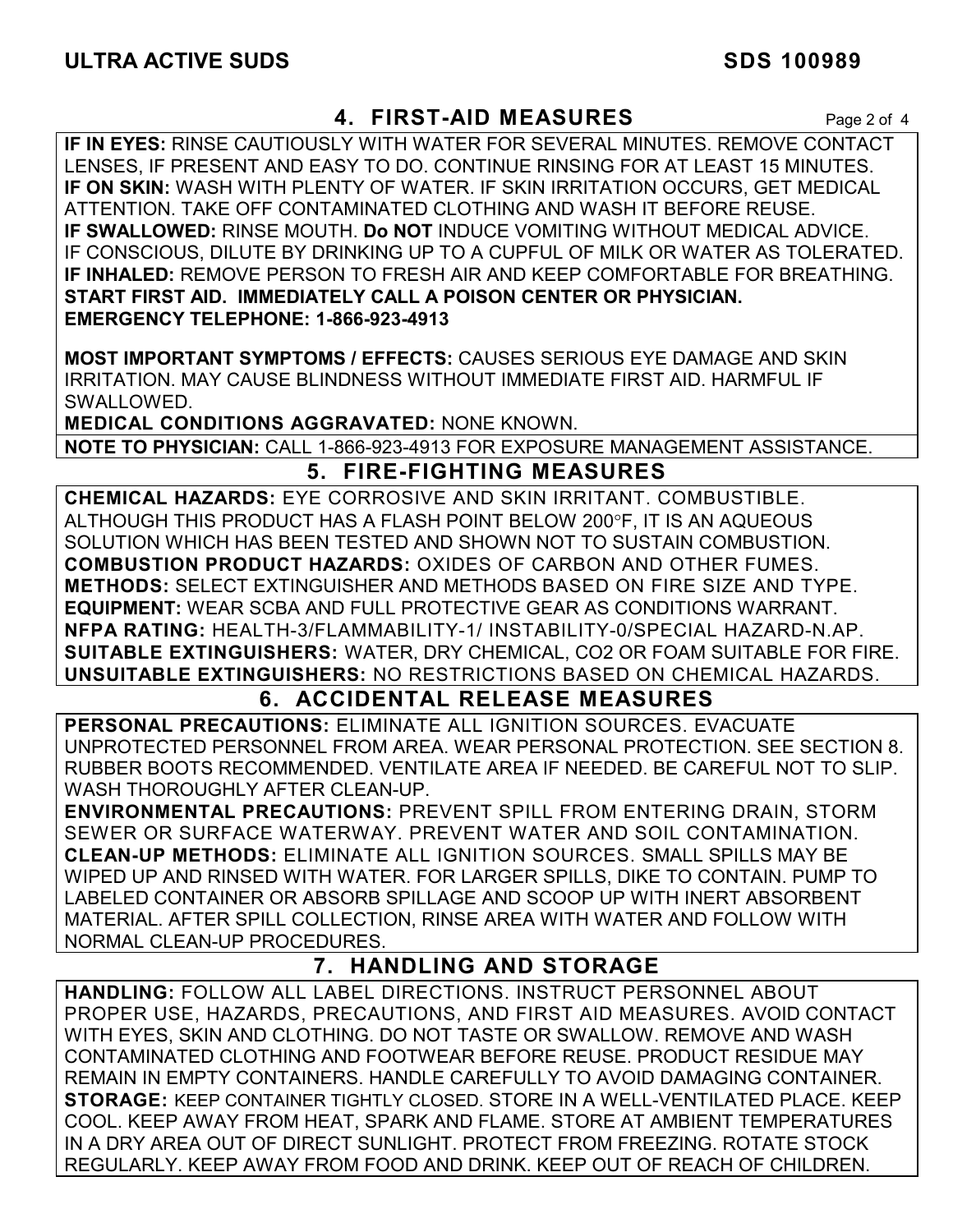## 4. FIRST-AID MEASURES

**IF IN EYES:** RINSE CAUTIOUSLY WITH WATER FOR SEVERAL MINUTES. REMOVE CONTACT LENSES, IF PRESENT AND EASY TO DO. CONTINUE RINSING FOR AT LEAST 15 MINUTES.
**IF ON SKIN:** WASH WITH PLENTY OF WATER. IF SKIN IRRITATION OCCURS, GET MEDICAL ATTENTION. TAKE OFF CONTAMINATED CLOTHING AND WASH IT BEFORE REUSE.
**IF SWALLOWED:** RINSE MOUTH. **Do NOT** INDUCE VOMITING WITHOUT MEDICAL ADVICE. IF CONSCIOUS, DILUTE BY DRINKING UP TO A CUPFUL OF MILK OR WATER AS TOLERATED.
**IF INHALED:** REMOVE PERSON TO FRESH AIR AND KEEP COMFORTABLE FOR BREATHING.
**START FIRST AID. IMMEDIATELY CALL A POISON CENTER OR PHYSICIAN.**
**EMERGENCY TELEPHONE: 1-866-923-4913**

**MOST IMPORTANT SYMPTOMS / EFFECTS:** CAUSES SERIOUS EYE DAMAGE AND SKIN IRRITATION. MAY CAUSE BLINDNESS WITHOUT IMMEDIATE FIRST AID. HARMFUL IF SWALLOWED.
**MEDICAL CONDITIONS AGGRAVATED:** NONE KNOWN.

**NOTE TO PHYSICIAN:** CALL 1-866-923-4913 FOR EXPOSURE MANAGEMENT ASSISTANCE.

## 5. FIRE-FIGHTING MEASURES

**CHEMICAL HAZARDS:** EYE CORROSIVE AND SKIN IRRITANT. COMBUSTIBLE. ALTHOUGH THIS PRODUCT HAS A FLASH POINT BELOW 200°F, IT IS AN AQUEOUS SOLUTION WHICH HAS BEEN TESTED AND SHOWN NOT TO SUSTAIN COMBUSTION.
**COMBUSTION PRODUCT HAZARDS:** OXIDES OF CARBON AND OTHER FUMES.
**METHODS:** SELECT EXTINGUISHER AND METHODS BASED ON FIRE SIZE AND TYPE.
**EQUIPMENT:** WEAR SCBA AND FULL PROTECTIVE GEAR AS CONDITIONS WARRANT.
**NFPA RATING:** HEALTH-3/FLAMMABILITY-1/ INSTABILITY-0/SPECIAL HAZARD-N.AP.
**SUITABLE EXTINGUISHERS:** WATER, DRY CHEMICAL, CO2 OR FOAM SUITABLE FOR FIRE.
**UNSUITABLE EXTINGUISHERS:** NO RESTRICTIONS BASED ON CHEMICAL HAZARDS.

## 6. ACCIDENTAL RELEASE MEASURES

**PERSONAL PRECAUTIONS:** ELIMINATE ALL IGNITION SOURCES. EVACUATE UNPROTECTED PERSONNEL FROM AREA. WEAR PERSONAL PROTECTION. SEE SECTION 8. RUBBER BOOTS RECOMMENDED. VENTILATE AREA IF NEEDED. BE CAREFUL NOT TO SLIP. WASH THOROUGHLY AFTER CLEAN-UP.
**ENVIRONMENTAL PRECAUTIONS:** PREVENT SPILL FROM ENTERING DRAIN, STORM SEWER OR SURFACE WATERWAY. PREVENT WATER AND SOIL CONTAMINATION.
**CLEAN-UP METHODS:** ELIMINATE ALL IGNITION SOURCES. SMALL SPILLS MAY BE WIPED UP AND RINSED WITH WATER. FOR LARGER SPILLS, DIKE TO CONTAIN. PUMP TO LABELED CONTAINER OR ABSORB SPILLAGE AND SCOOP UP WITH INERT ABSORBENT MATERIAL. AFTER SPILL COLLECTION, RINSE AREA WITH WATER AND FOLLOW WITH NORMAL CLEAN-UP PROCEDURES.

## 7. HANDLING AND STORAGE

**HANDLING:** FOLLOW ALL LABEL DIRECTIONS. INSTRUCT PERSONNEL ABOUT PROPER USE, HAZARDS, PRECAUTIONS, AND FIRST AID MEASURES. AVOID CONTACT WITH EYES, SKIN AND CLOTHING. DO NOT TASTE OR SWALLOW. REMOVE AND WASH CONTAMINATED CLOTHING AND FOOTWEAR BEFORE REUSE. PRODUCT RESIDUE MAY REMAIN IN EMPTY CONTAINERS. HANDLE CAREFULLY TO AVOID DAMAGING CONTAINER.
**STORAGE:** KEEP CONTAINER TIGHTLY CLOSED. STORE IN A WELL-VENTILATED PLACE. KEEP COOL. KEEP AWAY FROM HEAT, SPARK AND FLAME. STORE AT AMBIENT TEMPERATURES IN A DRY AREA OUT OF DIRECT SUNLIGHT. PROTECT FROM FREEZING. ROTATE STOCK REGULARLY. KEEP AWAY FROM FOOD AND DRINK. KEEP OUT OF REACH OF CHILDREN.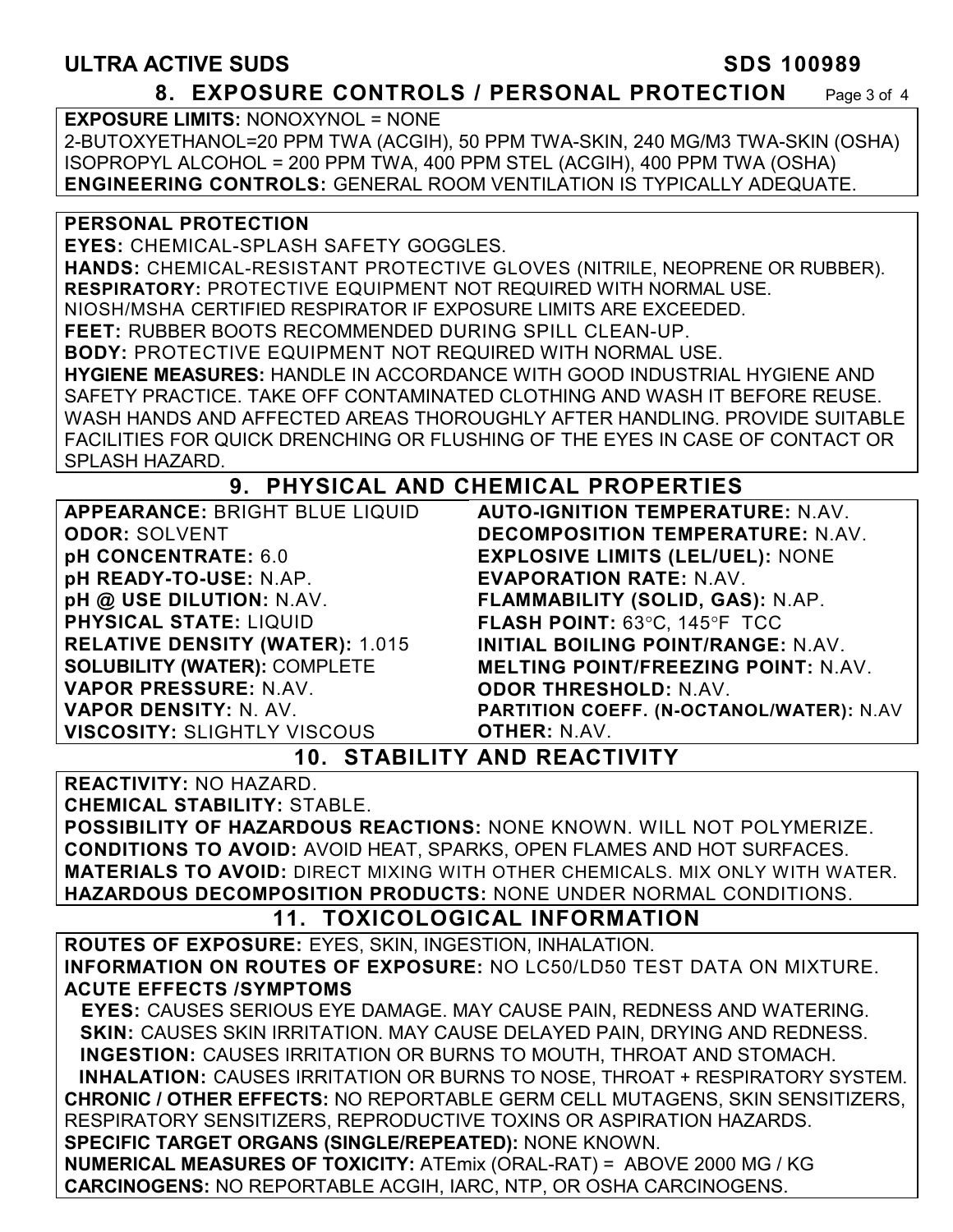## 8. EXPOSURE CONTROLS / PERSONAL PROTECTION

**EXPOSURE LIMITS:** NONOXYNOL = NONE
2-BUTOXYETHANOL=20 PPM TWA (ACGIH), 50 PPM TWA-SKIN, 240 MG/M3 TWA-SKIN (OSHA)
ISOPROPYL ALCOHOL = 200 PPM TWA, 400 PPM STEL (ACGIH), 400 PPM TWA (OSHA)
**ENGINEERING CONTROLS:** GENERAL ROOM VENTILATION IS TYPICALLY ADEQUATE.

**PERSONAL PROTECTION**
**EYES:** CHEMICAL-SPLASH SAFETY GOGGLES.
**HANDS:** CHEMICAL-RESISTANT PROTECTIVE GLOVES (NITRILE, NEOPRENE OR RUBBER).
**RESPIRATORY:** PROTECTIVE EQUIPMENT NOT REQUIRED WITH NORMAL USE.
NIOSH/MSHA CERTIFIED RESPIRATOR IF EXPOSURE LIMITS ARE EXCEEDED.
**FEET:** RUBBER BOOTS RECOMMENDED DURING SPILL CLEAN-UP.
**BODY:** PROTECTIVE EQUIPMENT NOT REQUIRED WITH NORMAL USE.
**HYGIENE MEASURES:** HANDLE IN ACCORDANCE WITH GOOD INDUSTRIAL HYGIENE AND SAFETY PRACTICE. TAKE OFF CONTAMINATED CLOTHING AND WASH IT BEFORE REUSE. WASH HANDS AND AFFECTED AREAS THOROUGHLY AFTER HANDLING. PROVIDE SUITABLE FACILITIES FOR QUICK DRENCHING OR FLUSHING OF THE EYES IN CASE OF CONTACT OR SPLASH HAZARD.

## 9. PHYSICAL AND CHEMICAL PROPERTIES

| | |
|---|---|
| **APPEARANCE:** BRIGHT BLUE LIQUID | **AUTO-IGNITION TEMPERATURE:** N.AV. |
| **ODOR:** SOLVENT | **DECOMPOSITION TEMPERATURE:** N.AV. |
| **pH CONCENTRATE:** 6.0 | **EXPLOSIVE LIMITS (LEL/UEL):** NONE |
| **pH READY-TO-USE:** N.AP. | **EVAPORATION RATE:** N.AV. |
| **pH @ USE DILUTION:** N.AV. | **FLAMMABILITY (SOLID, GAS):** N.AP. |
| **PHYSICAL STATE:** LIQUID | **FLASH POINT:** 63°C, 145°F TCC |
| **RELATIVE DENSITY (WATER):** 1.015 | **INITIAL BOILING POINT/RANGE:** N.AV. |
| **SOLUBILITY (WATER):** COMPLETE | **MELTING POINT/FREEZING POINT:** N.AV. |
| **VAPOR PRESSURE:** N.AV. | **ODOR THRESHOLD:** N.AV. |
| **VAPOR DENSITY:** N. AV. | **PARTITION COEFF. (N-OCTANOL/WATER):** N.AV |
| **VISCOSITY:** SLIGHTLY VISCOUS | **OTHER:** N.AV. |

## 10. STABILITY AND REACTIVITY

**REACTIVITY:** NO HAZARD.
**CHEMICAL STABILITY:** STABLE.
**POSSIBILITY OF HAZARDOUS REACTIONS:** NONE KNOWN. WILL NOT POLYMERIZE.
**CONDITIONS TO AVOID:** AVOID HEAT, SPARKS, OPEN FLAMES AND HOT SURFACES.
**MATERIALS TO AVOID:** DIRECT MIXING WITH OTHER CHEMICALS. MIX ONLY WITH WATER.
**HAZARDOUS DECOMPOSITION PRODUCTS:** NONE UNDER NORMAL CONDITIONS.

## 11. TOXICOLOGICAL INFORMATION

**ROUTES OF EXPOSURE:** EYES, SKIN, INGESTION, INHALATION.
**INFORMATION ON ROUTES OF EXPOSURE:** NO LC50/LD50 TEST DATA ON MIXTURE.
**ACUTE EFFECTS /SYMPTOMS**
**EYES:** CAUSES SERIOUS EYE DAMAGE. MAY CAUSE PAIN, REDNESS AND WATERING.
**SKIN:** CAUSES SKIN IRRITATION. MAY CAUSE DELAYED PAIN, DRYING AND REDNESS.
**INGESTION:** CAUSES IRRITATION OR BURNS TO MOUTH, THROAT AND STOMACH.
**INHALATION:** CAUSES IRRITATION OR BURNS TO NOSE, THROAT + RESPIRATORY SYSTEM.
**CHRONIC / OTHER EFFECTS:** NO REPORTABLE GERM CELL MUTAGENS, SKIN SENSITIZERS, RESPIRATORY SENSITIZERS, REPRODUCTIVE TOXINS OR ASPIRATION HAZARDS.
**SPECIFIC TARGET ORGANS (SINGLE/REPEATED):** NONE KNOWN.
**NUMERICAL MEASURES OF TOXICITY:** ATEmix (ORAL-RAT) = ABOVE 2000 MG / KG
**CARCINOGENS:** NO REPORTABLE ACGIH, IARC, NTP, OR OSHA CARCINOGENS.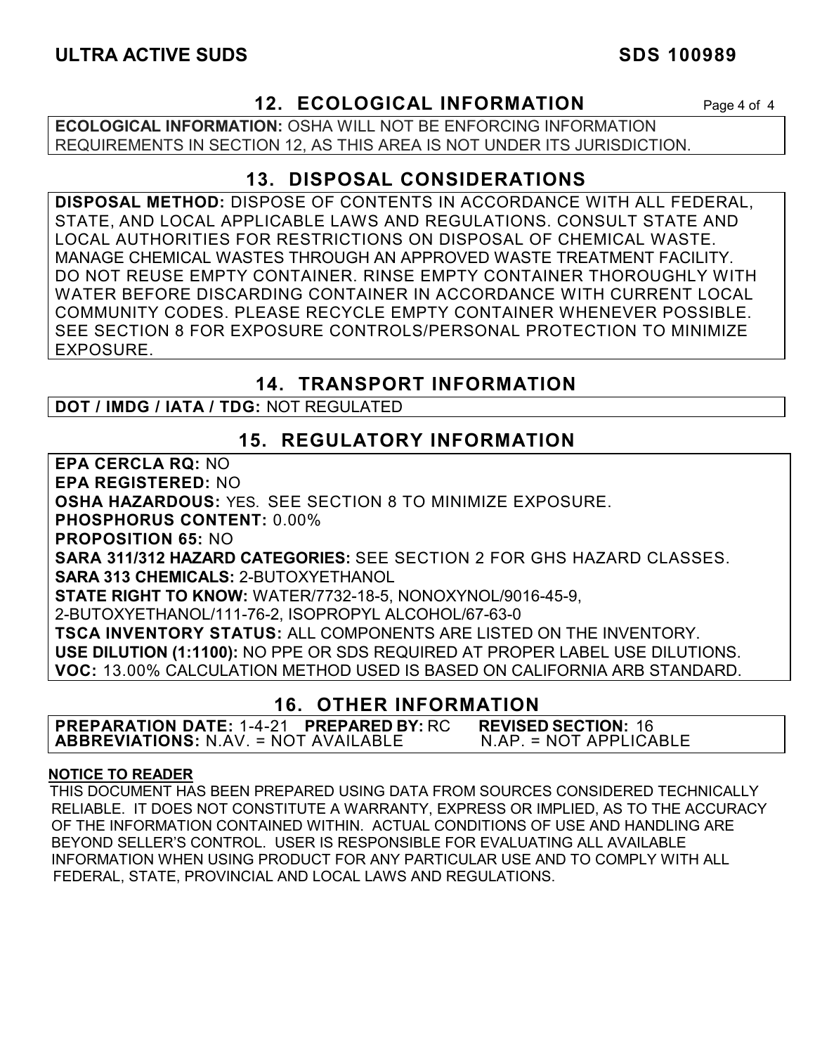## 12. ECOLOGICAL INFORMATION

**ECOLOGICAL INFORMATION:** OSHA WILL NOT BE ENFORCING INFORMATION REQUIREMENTS IN SECTION 12, AS THIS AREA IS NOT UNDER ITS JURISDICTION.

## 13. DISPOSAL CONSIDERATIONS

**DISPOSAL METHOD:** DISPOSE OF CONTENTS IN ACCORDANCE WITH ALL FEDERAL, STATE, AND LOCAL APPLICABLE LAWS AND REGULATIONS. CONSULT STATE AND LOCAL AUTHORITIES FOR RESTRICTIONS ON DISPOSAL OF CHEMICAL WASTE. MANAGE CHEMICAL WASTES THROUGH AN APPROVED WASTE TREATMENT FACILITY. DO NOT REUSE EMPTY CONTAINER. RINSE EMPTY CONTAINER THOROUGHLY WITH WATER BEFORE DISCARDING CONTAINER IN ACCORDANCE WITH CURRENT LOCAL COMMUNITY CODES. PLEASE RECYCLE EMPTY CONTAINER WHENEVER POSSIBLE. SEE SECTION 8 FOR EXPOSURE CONTROLS/PERSONAL PROTECTION TO MINIMIZE EXPOSURE.

## 14. TRANSPORT INFORMATION

**DOT / IMDG / IATA / TDG:** NOT REGULATED

## 15. REGULATORY INFORMATION

**EPA CERCLA RQ:** NO
**EPA REGISTERED:** NO
**OSHA HAZARDOUS:** YES. SEE SECTION 8 TO MINIMIZE EXPOSURE.
**PHOSPHORUS CONTENT:** 0.00%
**PROPOSITION 65:** NO
**SARA 311/312 HAZARD CATEGORIES:** SEE SECTION 2 FOR GHS HAZARD CLASSES.
**SARA 313 CHEMICALS:** 2-BUTOXYETHANOL
**STATE RIGHT TO KNOW:** WATER/7732-18-5, NONOXYNOL/9016-45-9, 2-BUTOXYETHANOL/111-76-2, ISOPROPYL ALCOHOL/67-63-0
**TSCA INVENTORY STATUS:** ALL COMPONENTS ARE LISTED ON THE INVENTORY.
**USE DILUTION (1:1100):** NO PPE OR SDS REQUIRED AT PROPER LABEL USE DILUTIONS.
**VOC:** 13.00% CALCULATION METHOD USED IS BASED ON CALIFORNIA ARB STANDARD.

## 16. OTHER INFORMATION

**PREPARATION DATE:** 1-4-21 **PREPARED BY:** RC **REVISED SECTION:** 16
**ABBREVIATIONS:** N.AV. = NOT AVAILABLE N.AP. = NOT APPLICABLE

**NOTICE TO READER**

THIS DOCUMENT HAS BEEN PREPARED USING DATA FROM SOURCES CONSIDERED TECHNICALLY RELIABLE. IT DOES NOT CONSTITUTE A WARRANTY, EXPRESS OR IMPLIED, AS TO THE ACCURACY OF THE INFORMATION CONTAINED WITHIN. ACTUAL CONDITIONS OF USE AND HANDLING ARE BEYOND SELLER'S CONTROL. USER IS RESPONSIBLE FOR EVALUATING ALL AVAILABLE INFORMATION WHEN USING PRODUCT FOR ANY PARTICULAR USE AND TO COMPLY WITH ALL FEDERAL, STATE, PROVINCIAL AND LOCAL LAWS AND REGULATIONS.